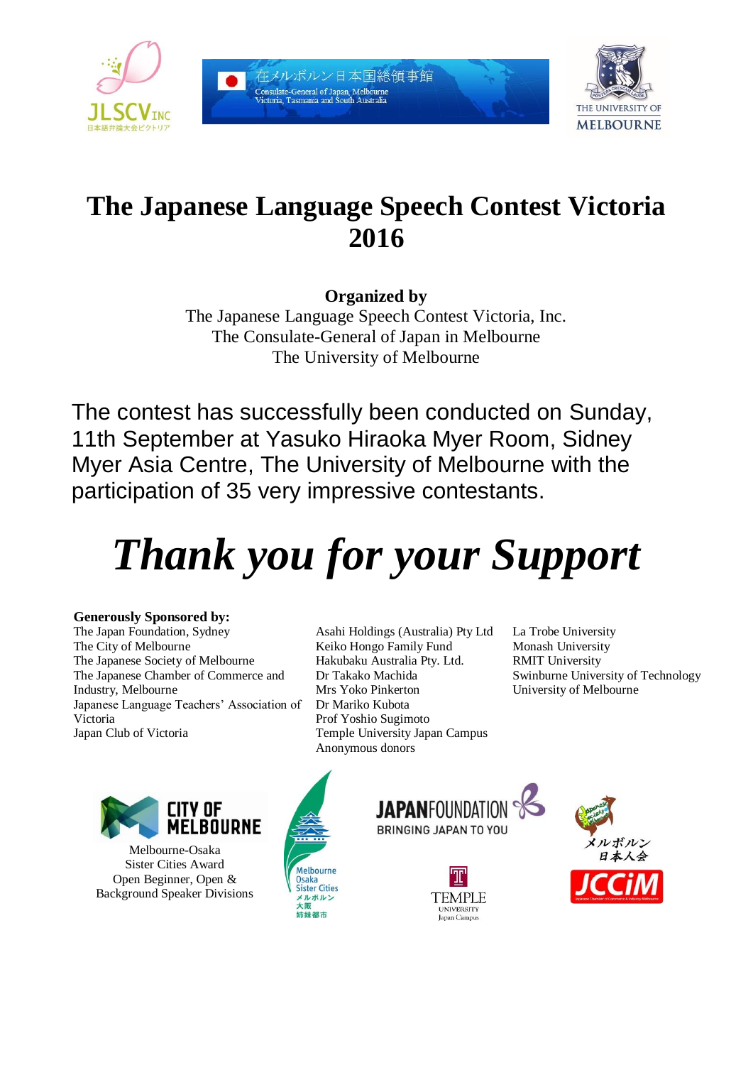# The Japanese Language Speech Contest Victoria 2016

**Organized by**
The Japanese Language Speech Contest Victoria, Inc.
The Consulate-General of Japan in Melbourne
The University of Melbourne

The contest has successfully been conducted on Sunday, 11th September at Yasuko Hiraoka Myer Room, Sidney Myer Asia Centre, The University of Melbourne with the participation of 35 very impressive contestants.

# *Thank you for your Support*

**Generously Sponsored by:**

The Japan Foundation, Sydney
The City of Melbourne
The Japanese Society of Melbourne
The Japanese Chamber of Commerce and Industry, Melbourne
Japanese Language Teachers' Association of Victoria
Japan Club of Victoria

Asahi Holdings (Australia) Pty Ltd
Keiko Hongo Family Fund
Hakubaku Australia Pty. Ltd.
Dr Takako Machida
Mrs Yoko Pinkerton
Dr Mariko Kubota
Prof Yoshio Sugimoto
Temple University Japan Campus
Anonymous donors

La Trobe University
Monash University
RMIT University
Swinburne University of Technology
University of Melbourne

Melbourne-Osaka Sister Cities Award
Open Beginner, Open & Background Speaker Divisions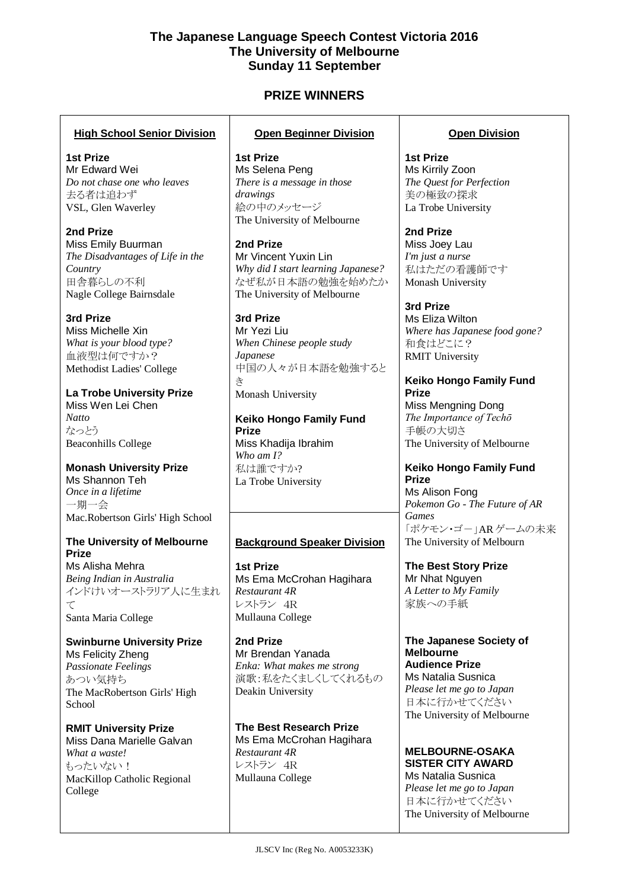# The Japanese Language Speech Contest Victoria 2016
# The University of Melbourne
# Sunday 11 September

## PRIZE WINNERS

### High School Senior Division

**1st Prize**
Mr Edward Wei
*Do not chase one who leaves*
去る者は追わず
VSL, Glen Waverley

**2nd Prize**
Miss Emily Buurman
*The Disadvantages of Life in the Country*
田舎暮らしの不利
Nagle College Bairnsdale

**3rd Prize**
Miss Michelle Xin
*What is your blood type?*
血液型は何ですか？
Methodist Ladies' College

**La Trobe University Prize**
Miss Wen Lei Chen
*Natto*
なっとう
Beaconhills College

**Monash University Prize**
Ms Shannon Teh
*Once in a lifetime*
一期一会
Mac.Robertson Girls' High School

**The University of Melbourne Prize**
Ms Alisha Mehra
*Being Indian in Australia*
インドけいオーストラリア人に生まれて
Santa Maria College

**Swinburne University Prize**
Ms Felicity Zheng
*Passionate Feelings*
あつい気持ち
The MacRobertson Girls' High School

**RMIT University Prize**
Miss Dana Marielle Galvan
*What a waste!*
もったいない！
MacKillop Catholic Regional College

### Open Beginner Division

**1st Prize**
Ms Selena Peng
*There is a message in those drawings*
絵の中のメッセージ
The University of Melbourne

**2nd Prize**
Mr Vincent Yuxin Lin
*Why did I start learning Japanese?*
なぜ私が日本語の勉強を始めたか
The University of Melbourne

**3rd Prize**
Mr Yezi Liu
*When Chinese people study Japanese*
中国の人々が日本語を勉強するとき
Monash University

**Keiko Hongo Family Fund Prize**
Miss Khadija Ibrahim
*Who am I?*
私は誰ですか?
La Trobe University

### Background Speaker Division

**1st Prize**
Ms Ema McCrohan Hagihara
*Restaurant 4R*
レストラン　4R
Mullauna College

**2nd Prize**
Mr Brendan Yanada
*Enka: What makes me strong*
演歌：私をたくましくしてくれるもの
Deakin University

**The Best Research Prize**
Ms Ema McCrohan Hagihara
*Restaurant 4R*
レストラン　4R
Mullauna College

### Open Division

**1st Prize**
Ms Kirrily Zoon
*The Quest for Perfection*
美の極致の探求
La Trobe University

**2nd Prize**
Miss Joey Lau
*I'm just a nurse*
私はただの看護師です
Monash University

**3rd Prize**
Ms Eliza Wilton
*Where has Japanese food gone?*
和食はどこに？
RMIT University

**Keiko Hongo Family Fund Prize**
Miss Mengning Dong
*The Importance of Techō*
手帳の大切さ
The University of Melbourne

**Keiko Hongo Family Fund Prize**
Ms Alison Fong
*Pokemon Go - The Future of AR Games*
「ポケモン・ゴー」AR ゲームの未来
The University of Melbourn

**The Best Story Prize**
Mr Nhat Nguyen
*A Letter to My Family*
家族への手紙

**The Japanese Society of Melbourne Audience Prize**
Ms Natalia Susnica
*Please let me go to Japan*
日本に行かせてください
The University of Melbourne

**MELBOURNE-OSAKA SISTER CITY AWARD**
Ms Natalia Susnica
*Please let me go to Japan*
日本に行かせてください
The University of Melbourne

JLSCV Inc (Reg No. A0053233K)